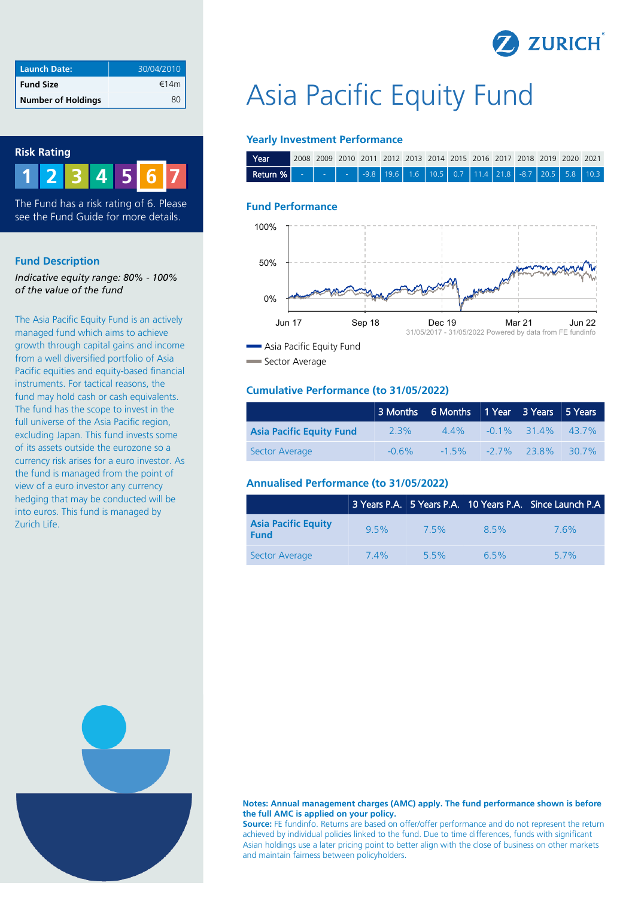ZURICH

# Asia Pacific Equity Fund

| Launch Date: | 30/04/2010 |
|---|---|
| Fund Size | €14m |
| Number of Holdings | 80 |

## Risk Rating

1 2 3 4 5 6 7

The Fund has a risk rating of 6. Please see the Fund Guide for more details.

## Fund Description

*Indicative equity range: 80% - 100% of the value of the fund*

The Asia Pacific Equity Fund is an actively managed fund which aims to achieve growth through capital gains and income from a well diversified portfolio of Asia Pacific equities and equity-based financial instruments. For tactical reasons, the fund may hold cash or cash equivalents. The fund has the scope to invest in the full universe of the Asia Pacific region, excluding Japan. This fund invests some of its assets outside the eurozone so a currency risk arises for a euro investor. As the fund is managed from the point of view of a euro investor any currency hedging that may be conducted will be into euros. This fund is managed by Zurich Life.

## Yearly Investment Performance

| Year | 2008 | 2009 | 2010 | 2011 | 2012 | 2013 | 2014 | 2015 | 2016 | 2017 | 2018 | 2019 | 2020 | 2021 |
|---|---|---|---|---|---|---|---|---|---|---|---|---|---|---|
| Return % | - | - | - | -9.8 | 19.6 | 1.6 | 10.5 | 0.7 | 11.4 | 21.8 | -8.7 | 20.5 | 5.8 | 10.3 |

## Fund Performance

31/05/2017 - 31/05/2022 Powered by data from FE fundinfo

Asia Pacific Equity Fund
Sector Average

## Cumulative Performance (to 31/05/2022)

| | 3 Months | 6 Months | 1 Year | 3 Years | 5 Years |
|---|---|---|---|---|---|
| **Asia Pacific Equity Fund** | 2.3% | 4.4% | -0.1% | 31.4% | 43.7% |
| Sector Average | -0.6% | -1.5% | -2.7% | 23.8% | 30.7% |

## Annualised Performance (to 31/05/2022)

| | 3 Years P.A. | 5 Years P.A. | 10 Years P.A. | Since Launch P.A |
|---|---|---|---|---|
| **Asia Pacific Equity Fund** | 9.5% | 7.5% | 8.5% | 7.6% |
| Sector Average | 7.4% | 5.5% | 6.5% | 5.7% |

**Notes: Annual management charges (AMC) apply. The fund performance shown is before the full AMC is applied on your policy.**
**Source:** FE fundinfo. Returns are based on offer/offer performance and do not represent the return achieved by individual policies linked to the fund. Due to time differences, funds with significant Asian holdings use a later pricing point to better align with the close of business on other markets and maintain fairness between policyholders.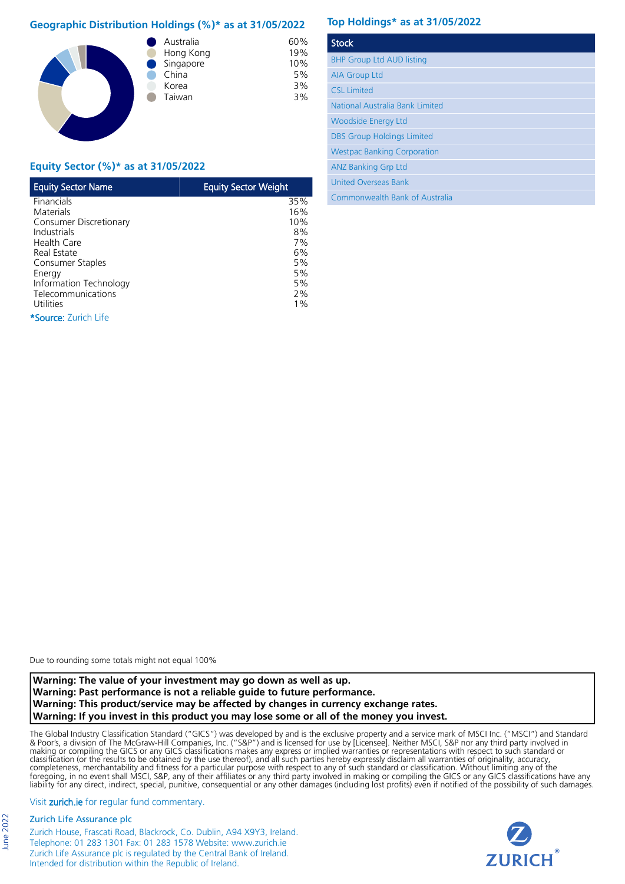## Geographic Distribution Holdings (%)* as at 31/05/2022

Australia 60%
Hong Kong 19%
Singapore 10%
China 5%
Korea 3%
Taiwan 3%

## Equity Sector (%)* as at 31/05/2022

| Equity Sector Name | Equity Sector Weight |
|---|---|
| Financials | 35% |
| Materials | 16% |
| Consumer Discretionary | 10% |
| Industrials | 8% |
| Health Care | 7% |
| Real Estate | 6% |
| Consumer Staples | 5% |
| Energy | 5% |
| Information Technology | 5% |
| Telecommunications | 2% |
| Utilities | 1% |

*Source: Zurich Life

## Top Holdings* as at 31/05/2022

| Stock |
|---|
| BHP Group Ltd AUD listing |
| AIA Group Ltd |
| CSL Limited |
| National Australia Bank Limited |
| Woodside Energy Ltd |
| DBS Group Holdings Limited |
| Westpac Banking Corporation |
| ANZ Banking Grp Ltd |
| United Overseas Bank |
| Commonwealth Bank of Australia |

Due to rounding some totals might not equal 100%

**Warning: The value of your investment may go down as well as up.**
**Warning: Past performance is not a reliable guide to future performance.**
**Warning: This product/service may be affected by changes in currency exchange rates.**
**Warning: If you invest in this product you may lose some or all of the money you invest.**

The Global Industry Classification Standard ("GICS") was developed by and is the exclusive property and a service mark of MSCI Inc. ("MSCI") and Standard & Poor's, a division of The McGraw-Hill Companies, Inc. ("S&P") and is licensed for use by [Licensee]. Neither MSCI, S&P nor any third party involved in making or compiling the GICS or any GICS classifications makes any express or implied warranties or representations with respect to such standard or classification (or the results to be obtained by the use thereof), and all such parties hereby expressly disclaim all warranties of originality, accuracy, completeness, merchantability and fitness for a particular purpose with respect to any of such standard or classification. Without limiting any of the foregoing, in no event shall MSCI, S&P, any of their affiliates or any third party involved in making or compiling the GICS or any GICS classifications have any liability for any direct, indirect, special, punitive, consequential or any other damages (including lost profits) even if notified of the possibility of such damages.

Visit zurich.ie for regular fund commentary.

Zurich Life Assurance plc
Zurich House, Frascati Road, Blackrock, Co. Dublin, A94 X9Y3, Ireland.
Telephone: 01 283 1301 Fax: 01 283 1578 Website: www.zurich.ie
Zurich Life Assurance plc is regulated by the Central Bank of Ireland.
Intended for distribution within the Republic of Ireland.

June 2022

ZURICH®